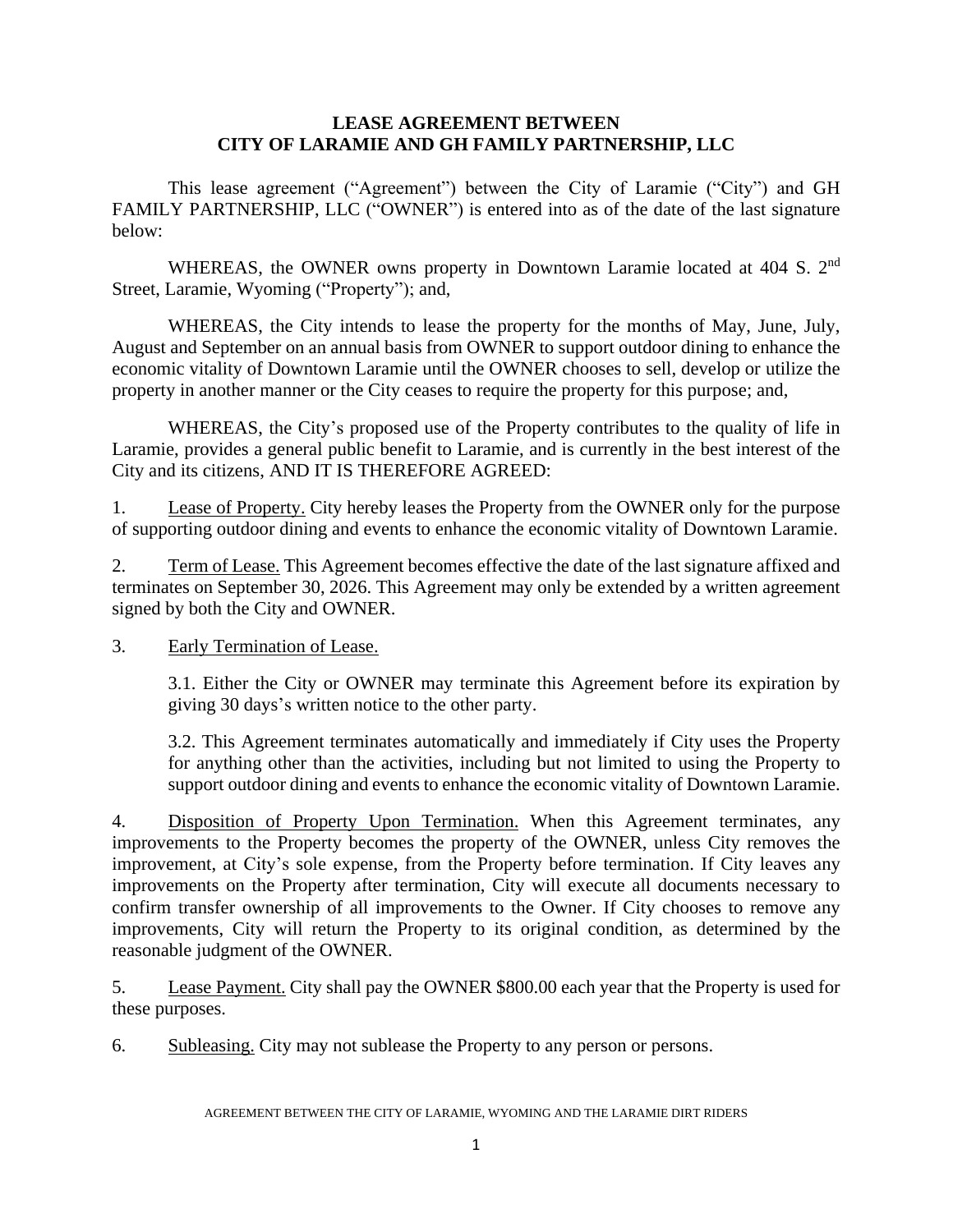**LEASE AGREEMENT BETWEEN**
**CITY OF LARAMIE AND GH FAMILY PARTNERSHIP, LLC**

This lease agreement ("Agreement") between the City of Laramie ("City") and GH FAMILY PARTNERSHIP, LLC ("OWNER") is entered into as of the date of the last signature below:

WHEREAS, the OWNER owns property in Downtown Laramie located at 404 S. 2nd Street, Laramie, Wyoming ("Property"); and,

WHEREAS, the City intends to lease the property for the months of May, June, July, August and September on an annual basis from OWNER to support outdoor dining to enhance the economic vitality of Downtown Laramie until the OWNER chooses to sell, develop or utilize the property in another manner or the City ceases to require the property for this purpose; and,

WHEREAS, the City's proposed use of the Property contributes to the quality of life in Laramie, provides a general public benefit to Laramie, and is currently in the best interest of the City and its citizens, AND IT IS THEREFORE AGREED:

1. <u>Lease of Property.</u> City hereby leases the Property from the OWNER only for the purpose of supporting outdoor dining and events to enhance the economic vitality of Downtown Laramie.

2. <u>Term of Lease.</u> This Agreement becomes effective the date of the last signature affixed and terminates on September 30, 2026. This Agreement may only be extended by a written agreement signed by both the City and OWNER.

3. <u>Early Termination of Lease.</u>

   3.1. Either the City or OWNER may terminate this Agreement before its expiration by giving 30 days's written notice to the other party.

   3.2. This Agreement terminates automatically and immediately if City uses the Property for anything other than the activities, including but not limited to using the Property to support outdoor dining and events to enhance the economic vitality of Downtown Laramie.

4. <u>Disposition of Property Upon Termination.</u> When this Agreement terminates, any improvements to the Property becomes the property of the OWNER, unless City removes the improvement, at City's sole expense, from the Property before termination. If City leaves any improvements on the Property after termination, City will execute all documents necessary to confirm transfer ownership of all improvements to the Owner. If City chooses to remove any improvements, City will return the Property to its original condition, as determined by the reasonable judgment of the OWNER.

5. <u>Lease Payment.</u> City shall pay the OWNER $800.00 each year that the Property is used for these purposes.

6. <u>Subleasing.</u> City may not sublease the Property to any person or persons.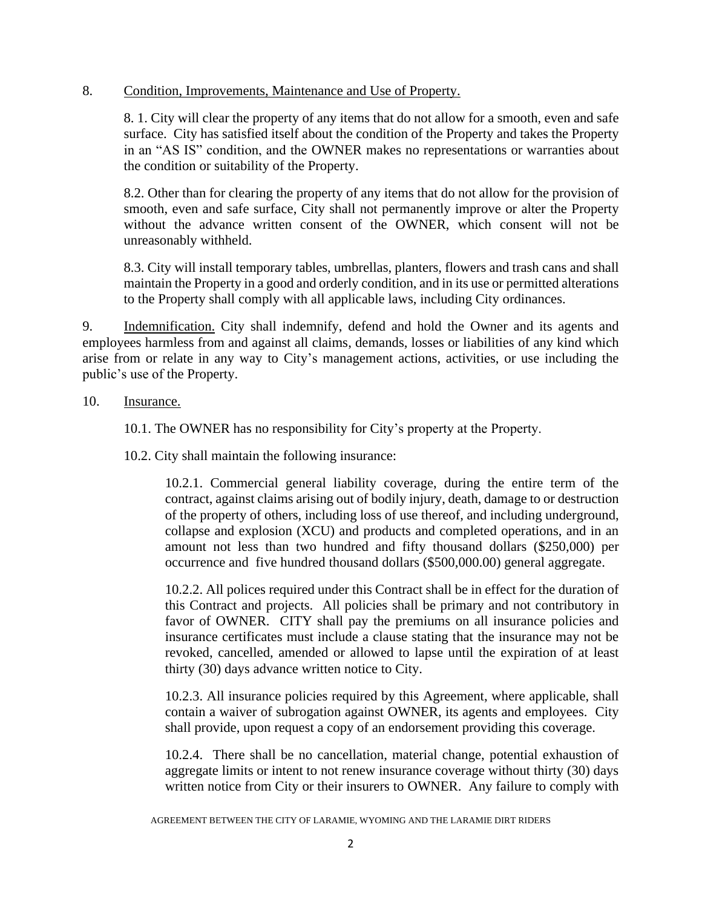8. <u>Condition, Improvements, Maintenance and Use of Property.</u>

8. 1. City will clear the property of any items that do not allow for a smooth, even and safe surface. City has satisfied itself about the condition of the Property and takes the Property in an "AS IS" condition, and the OWNER makes no representations or warranties about the condition or suitability of the Property.

8.2. Other than for clearing the property of any items that do not allow for the provision of smooth, even and safe surface, City shall not permanently improve or alter the Property without the advance written consent of the OWNER, which consent will not be unreasonably withheld.

8.3. City will install temporary tables, umbrellas, planters, flowers and trash cans and shall maintain the Property in a good and orderly condition, and in its use or permitted alterations to the Property shall comply with all applicable laws, including City ordinances.

9. <u>Indemnification.</u> City shall indemnify, defend and hold the Owner and its agents and employees harmless from and against all claims, demands, losses or liabilities of any kind which arise from or relate in any way to City's management actions, activities, or use including the public's use of the Property.

10. <u>Insurance.</u>

10.1. The OWNER has no responsibility for City's property at the Property.

10.2. City shall maintain the following insurance:

10.2.1. Commercial general liability coverage, during the entire term of the contract, against claims arising out of bodily injury, death, damage to or destruction of the property of others, including loss of use thereof, and including underground, collapse and explosion (XCU) and products and completed operations, and in an amount not less than two hundred and fifty thousand dollars ($250,000) per occurrence and five hundred thousand dollars ($500,000.00) general aggregate.

10.2.2. All polices required under this Contract shall be in effect for the duration of this Contract and projects. All policies shall be primary and not contributory in favor of OWNER. CITY shall pay the premiums on all insurance policies and insurance certificates must include a clause stating that the insurance may not be revoked, cancelled, amended or allowed to lapse until the expiration of at least thirty (30) days advance written notice to City.

10.2.3. All insurance policies required by this Agreement, where applicable, shall contain a waiver of subrogation against OWNER, its agents and employees. City shall provide, upon request a copy of an endorsement providing this coverage.

10.2.4. There shall be no cancellation, material change, potential exhaustion of aggregate limits or intent to not renew insurance coverage without thirty (30) days written notice from City or their insurers to OWNER. Any failure to comply with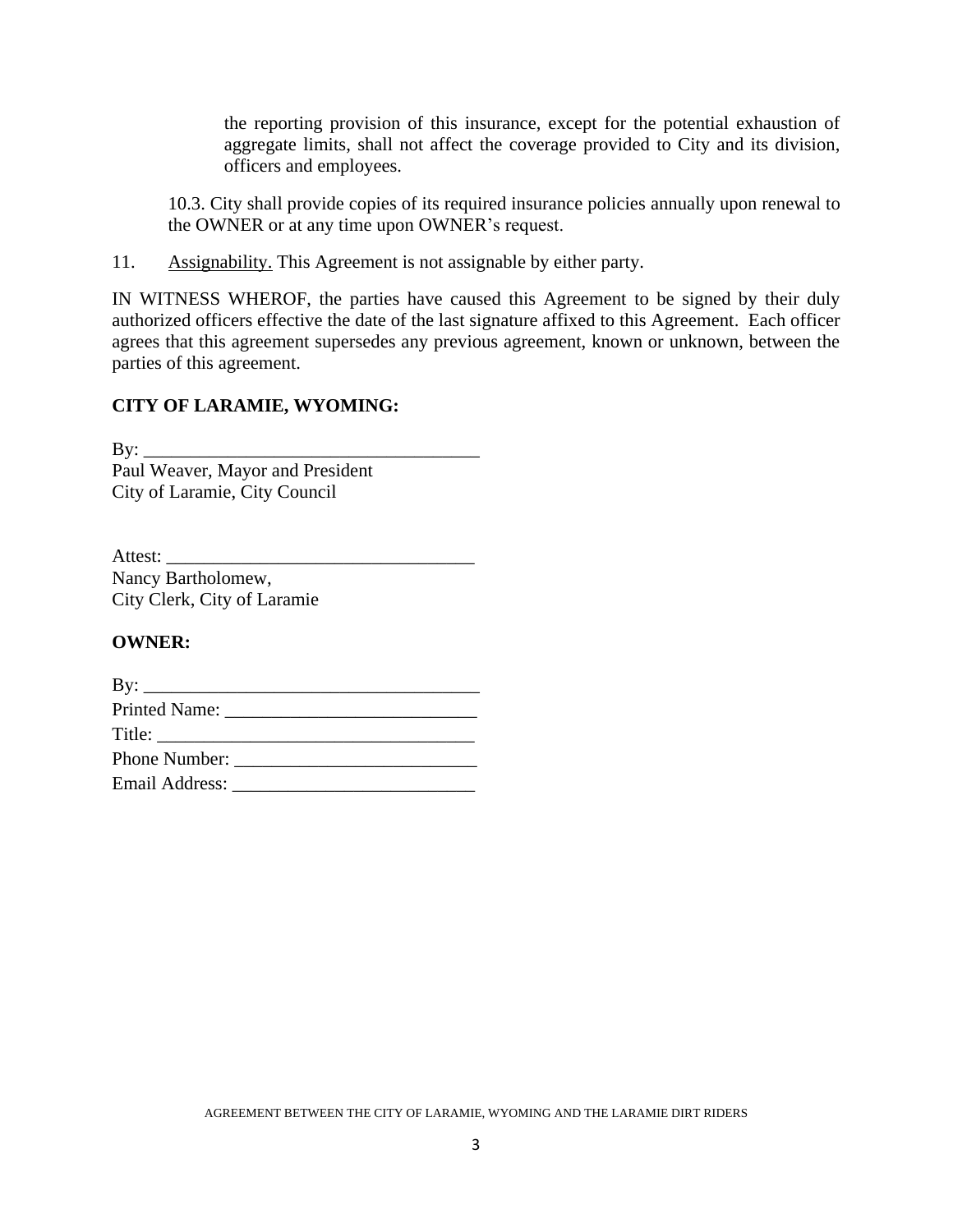the reporting provision of this insurance, except for the potential exhaustion of aggregate limits, shall not affect the coverage provided to City and its division, officers and employees.

10.3. City shall provide copies of its required insurance policies annually upon renewal to the OWNER or at any time upon OWNER's request.

11. Assignability. This Agreement is not assignable by either party.

IN WITNESS WHEREOF, the parties have caused this Agreement to be signed by their duly authorized officers effective the date of the last signature affixed to this Agreement. Each officer agrees that this agreement supersedes any previous agreement, known or unknown, between the parties of this agreement.

**CITY OF LARAMIE, WYOMING:**

By: ____________________________________
Paul Weaver, Mayor and President
City of Laramie, City Council

Attest: _________________________________
Nancy Bartholomew,
City Clerk, City of Laramie

**OWNER:**

By: ____________________________________
Printed Name: ___________________________
Title: _________________________________
Phone Number: __________________________
Email Address: __________________________